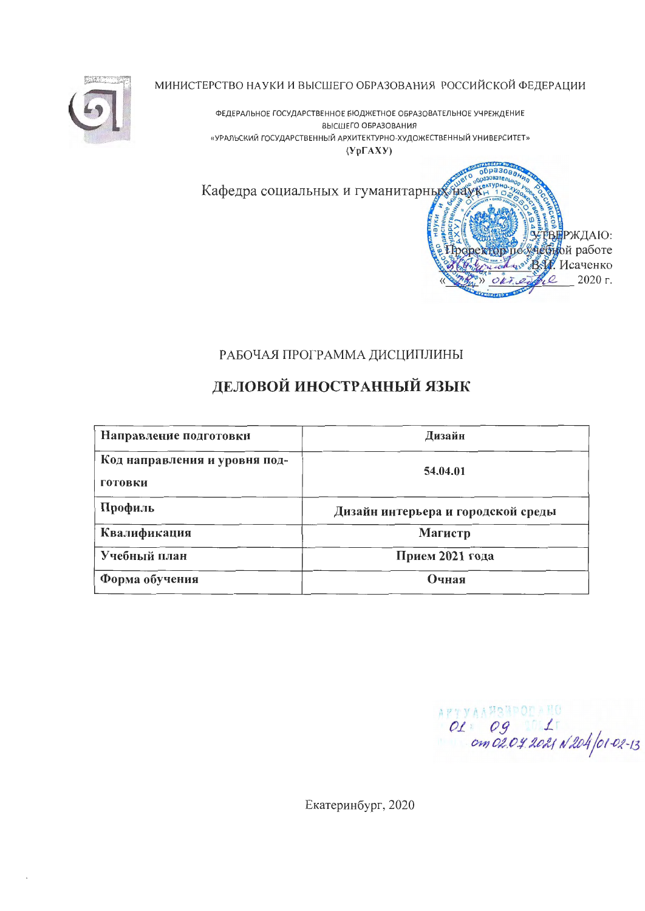МИНИСТЕРСТВО НАУКИ И ВЫСШЕГО ОБРАЗОВАНИЯ РОССИЙСКОЙ ФЕДЕРАЦИИ

ФЕДЕРАЛЬНОЕ ГОСУДАРСТВЕННОЕ БЮДЖЕТНОЕ ОБРАЗОВАТЕЛЬНОЕ УЧРЕЖДЕНИЕ
ВЫСШЕГО ОБРАЗОВАНИЯ
«УРАЛЬСКИЙ ГОСУДАРСТВЕННЫЙ АРХИТЕКТУРНО-ХУДОЖЕСТВЕННЫЙ УНИВЕРСИТЕТ»
(УрГАХУ)

Кафедра социальных и гуманитарных наук

УТВЕРЖДАЮ:
Проректор по учебной работе
В.И. Исаченко
«\_\_» октября 2020 г.

РАБОЧАЯ ПРОГРАММА ДИСЦИПЛИНЫ

# ДЕЛОВОЙ ИНОСТРАННЫЙ ЯЗЫК

| Направление подготовки | Дизайн |
|---|---|
| Код направления и уровня подготовки | 54.04.01 |
| Профиль | Дизайн интерьера и городской среды |
| Квалификация | Магистр |
| Учебный план | Прием 2021 года |
| Форма обучения | Очная |

АКТУАЛИЗИРОВАНО
01.09.2021 г.
от 02.07.2021 N 204/01-02-13

Екатеринбург, 2020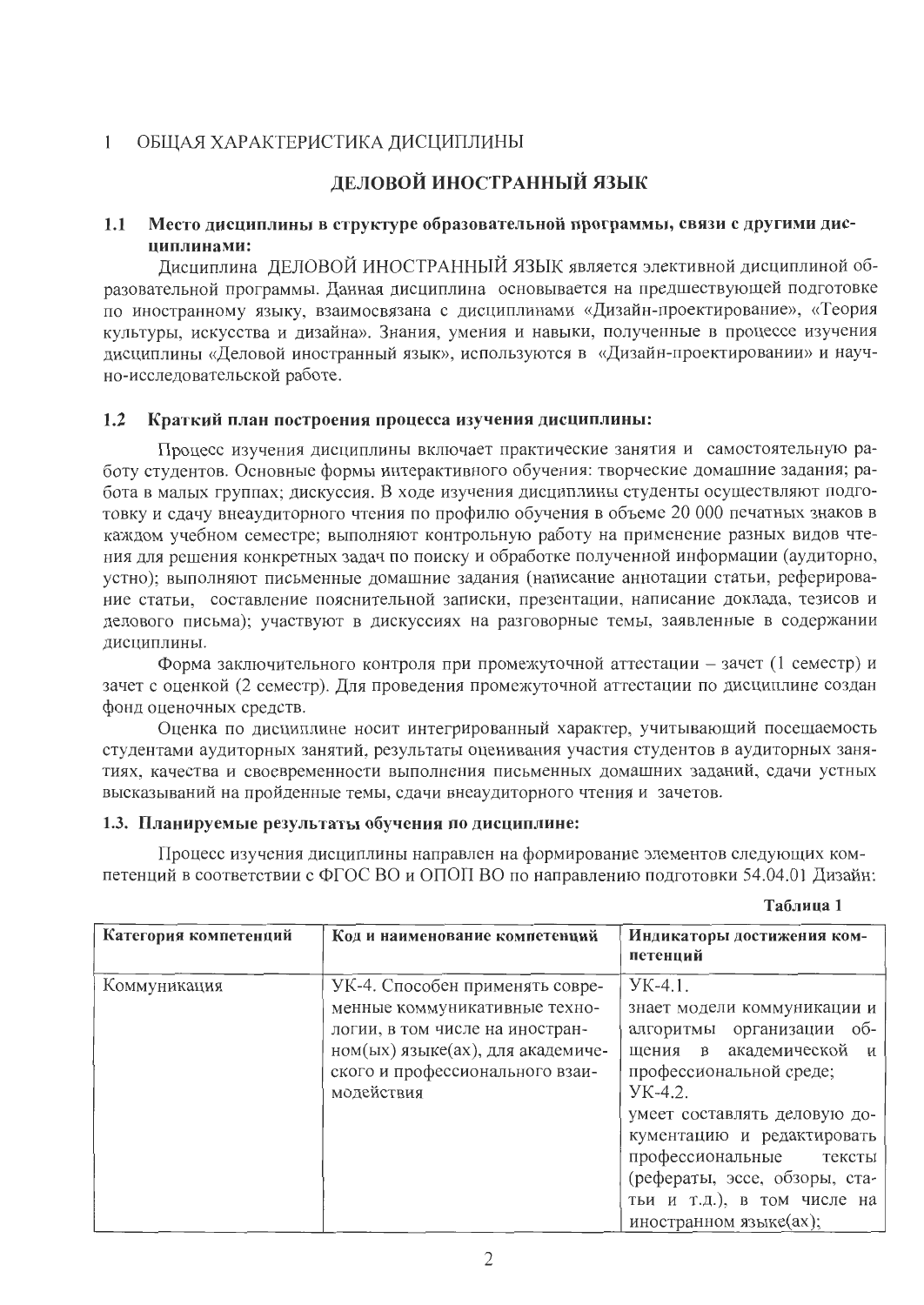## 1 ОБЩАЯ ХАРАКТЕРИСТИКА ДИСЦИПЛИНЫ

## ДЕЛОВОЙ ИНОСТРАННЫЙ ЯЗЫК

### 1.1 Место дисциплины в структуре образовательной программы, связи с другими дисциплинами:

Дисциплина ДЕЛОВОЙ ИНОСТРАННЫЙ ЯЗЫК является элективной дисциплиной образовательной программы. Данная дисциплина основывается на предшествующей подготовке по иностранному языку, взаимосвязана с дисциплинами «Дизайн-проектирование», «Теория культуры, искусства и дизайна». Знания, умения и навыки, полученные в процессе изучения дисциплины «Деловой иностранный язык», используются в «Дизайн-проектировании» и научно-исследовательской работе.

### 1.2 Краткий план построения процесса изучения дисциплины:

Процесс изучения дисциплины включает практические занятия и самостоятельную работу студентов. Основные формы интерактивного обучения: творческие домашние задания; работа в малых группах; дискуссия. В ходе изучения дисциплины студенты осуществляют подготовку и сдачу внеаудиторного чтения по профилю обучения в объеме 20 000 печатных знаков в каждом учебном семестре; выполняют контрольную работу на применение разных видов чтения для решения конкретных задач по поиску и обработке полученной информации (аудиторно, устно); выполняют письменные домашние задания (написание аннотации статьи, реферирование статьи, составление пояснительной записки, презентации, написание доклада, тезисов и делового письма); участвуют в дискуссиях на разговорные темы, заявленные в содержании дисциплины.

Форма заключительного контроля при промежуточной аттестации – зачет (1 семестр) и зачет с оценкой (2 семестр). Для проведения промежуточной аттестации по дисциплине создан фонд оценочных средств.

Оценка по дисциплине носит интегрированный характер, учитывающий посещаемость студентами аудиторных занятий, результаты оценивания участия студентов в аудиторных занятиях, качества и своевременности выполнения письменных домашних заданий, сдачи устных высказываний на пройденные темы, сдачи внеаудиторного чтения и зачетов.

### 1.3. Планируемые результаты обучения по дисциплине:

Процесс изучения дисциплины направлен на формирование элементов следующих компетенций в соответствии с ФГОС ВО и ОПОП ВО по направлению подготовки 54.04.01 Дизайн:

**Таблица 1**

| Категория компетенций | Код и наименование компетенций | Индикаторы достижения компетенций |
|---|---|---|
| Коммуникация | УК-4. Способен применять современные коммуникативные технологии, в том числе на иностранном(ых) языке(ах), для академического и профессионального взаимодействия | УК-4.1. знает модели коммуникации и алгоритмы организации общения в академической и профессиональной среде; УК-4.2. умеет составлять деловую документацию и редактировать профессиональные тексты (рефераты, эссе, обзоры, статьи и т.д.), в том числе на иностранном языке(ах); |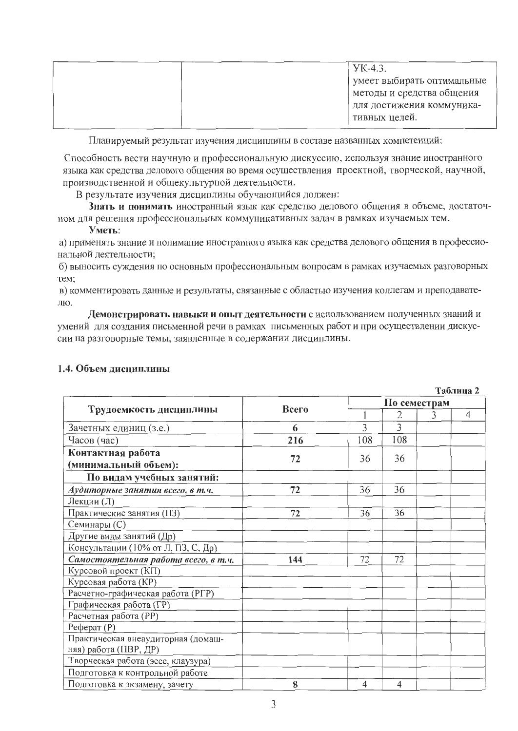| | | УК-4.3.<br>умеет выбирать оптимальные методы и средства общения для достижения коммуникативных целей. |
|---|---|---|

Планируемый результат изучения дисциплины в составе названных компетенций:

Способность вести научную и профессиональную дискуссию, используя знание иностранного языка как средства делового общения во время осуществления проектной, творческой, научной, производственной и общекультурной деятельности.

В результате изучения дисциплины обучающийся должен:

**Знать и понимать** иностранный язык как средство делового общения в объеме, достаточном для решения профессиональных коммуникативных задач в рамках изучаемых тем.

**Уметь**:

а) применять знание и понимание иностранного языка как средства делового общения в профессиональной деятельности;

б) выносить суждения по основным профессиональным вопросам в рамках изучаемых разговорных тем;

в) комментировать данные и результаты, связанные с областью изучения коллегам и преподавателю.

**Демонстрировать навыки и опыт деятельности** с использованием полученных знаний и умений для создания письменной речи в рамках письменных работ и при осуществлении дискуссии на разговорные темы, заявленные в содержании дисциплины.

### 1.4. Объем дисциплины

Таблица 2

| Трудоемкость дисциплины | Всего | По семестрам | | | |
|---|---|---|---|---|---|
| | | 1 | 2 | 3 | 4 |
| Зачетных единиц (з.е.) | **6** | 3 | 3 | | |
| Часов (час) | **216** | 108 | 108 | | |
| **Контактная работа (минимальный объем):** | **72** | 36 | 36 | | |
| **По видам учебных занятий:** | | | | | |
| ***Аудиторные занятия всего, в т.ч.*** | **72** | 36 | 36 | | |
| Лекции (Л) | | | | | |
| Практические занятия (ПЗ) | **72** | 36 | 36 | | |
| Семинары (С) | | | | | |
| Другие виды занятий (Др) | | | | | |
| Консультации (10% от Л, ПЗ, С, Др) | | | | | |
| ***Самостоятельная работа всего, в т.ч.*** | **144** | 72 | 72 | | |
| Курсовой проект (КП) | | | | | |
| Курсовая работа (КР) | | | | | |
| Расчетно-графическая работа (РГР) | | | | | |
| Графическая работа (ГР) | | | | | |
| Расчетная работа (РР) | | | | | |
| Реферат (Р) | | | | | |
| Практическая внеаудиторная (домашняя) работа (ПВР, ДР) | | | | | |
| Творческая работа (эссе, клаузура) | | | | | |
| Подготовка к контрольной работе | | | | | |
| Подготовка к экзамену, зачету | **8** | 4 | 4 | | |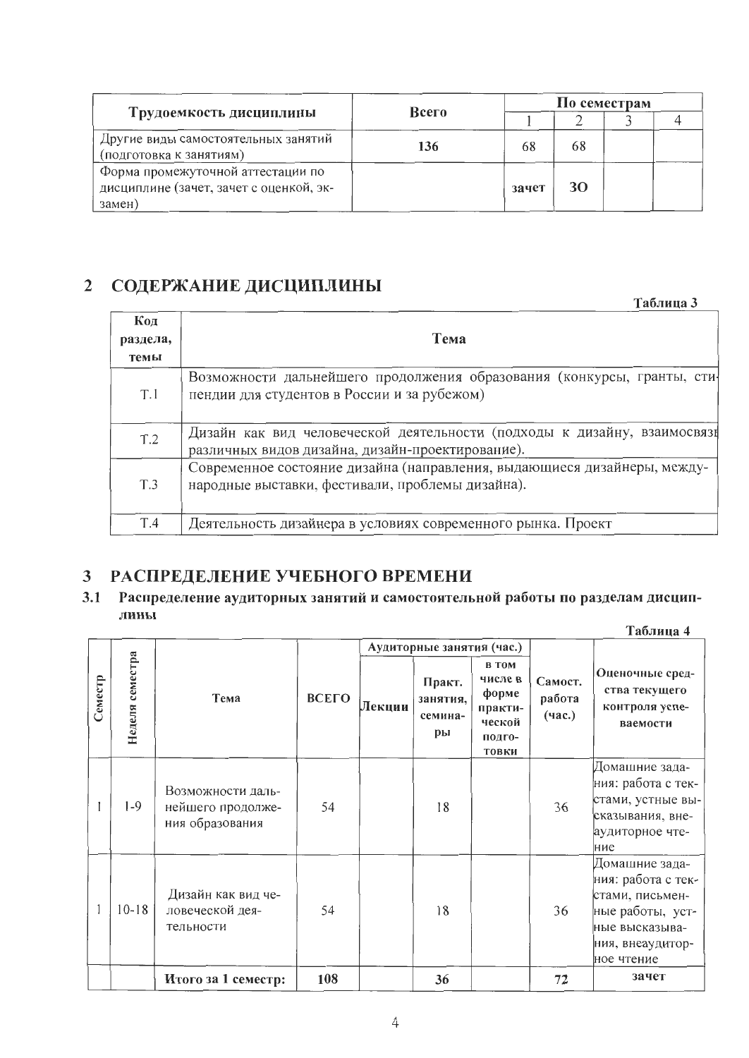| Трудоемкость дисциплины | Всего | По семестрам | | | |
|---|---|---|---|---|---|
| | | 1 | 2 | 3 | 4 |
| Другие виды самостоятельных занятий (подготовка к занятиям) | **136** | 68 | 68 | | |
| Форма промежуточной аттестации по дисциплине (зачет, зачет с оценкой, экзамен) | | **зачет** | **ЗО** | | |

## 2 СОДЕРЖАНИЕ ДИСЦИПЛИНЫ

**Таблица 3**

| Код раздела, темы | Тема |
|---|---|
| Т.1 | Возможности дальнейшего продолжения образования (конкурсы, гранты, стипендии для студентов в России и за рубежом) |
| Т.2 | Дизайн как вид человеческой деятельности (подходы к дизайну, взаимосвязь различных видов дизайна, дизайн-проектирование). |
| Т.3 | Современное состояние дизайна (направления, выдающиеся дизайнеры, международные выставки, фестивали, проблемы дизайна). |
| Т.4 | Деятельность дизайнера в условиях современного рынка. Проект |

## 3 РАСПРЕДЕЛЕНИЕ УЧЕБНОГО ВРЕМЕНИ

### 3.1 Распределение аудиторных занятий и самостоятельной работы по разделам дисциплины

**Таблица 4**

| Семестр | Неделя семестра | Тема | ВСЕГО | Аудиторные занятия (час.) | | | Самост. работа (час.) | Оценочные средства текущего контроля успеваемости |
|---|---|---|---|---|---|---|---|---|
| | | | | Лекции | Практ. занятия, семинары | в том числе в форме практической подготовки | | |
| 1 | 1-9 | Возможности дальнейшего продолжения образования | 54 | | 18 | | 36 | Домашние задания: работа с текстами, устные высказывания, внеаудиторное чтение |
| 1 | 10-18 | Дизайн как вид человеческой деятельности | 54 | | 18 | | 36 | Домашние задания: работа с текстами, письменные работы, устные высказывания, внеаудиторное чтение |
| | | **Итого за 1 семестр:** | **108** | | **36** | | **72** | **зачет** |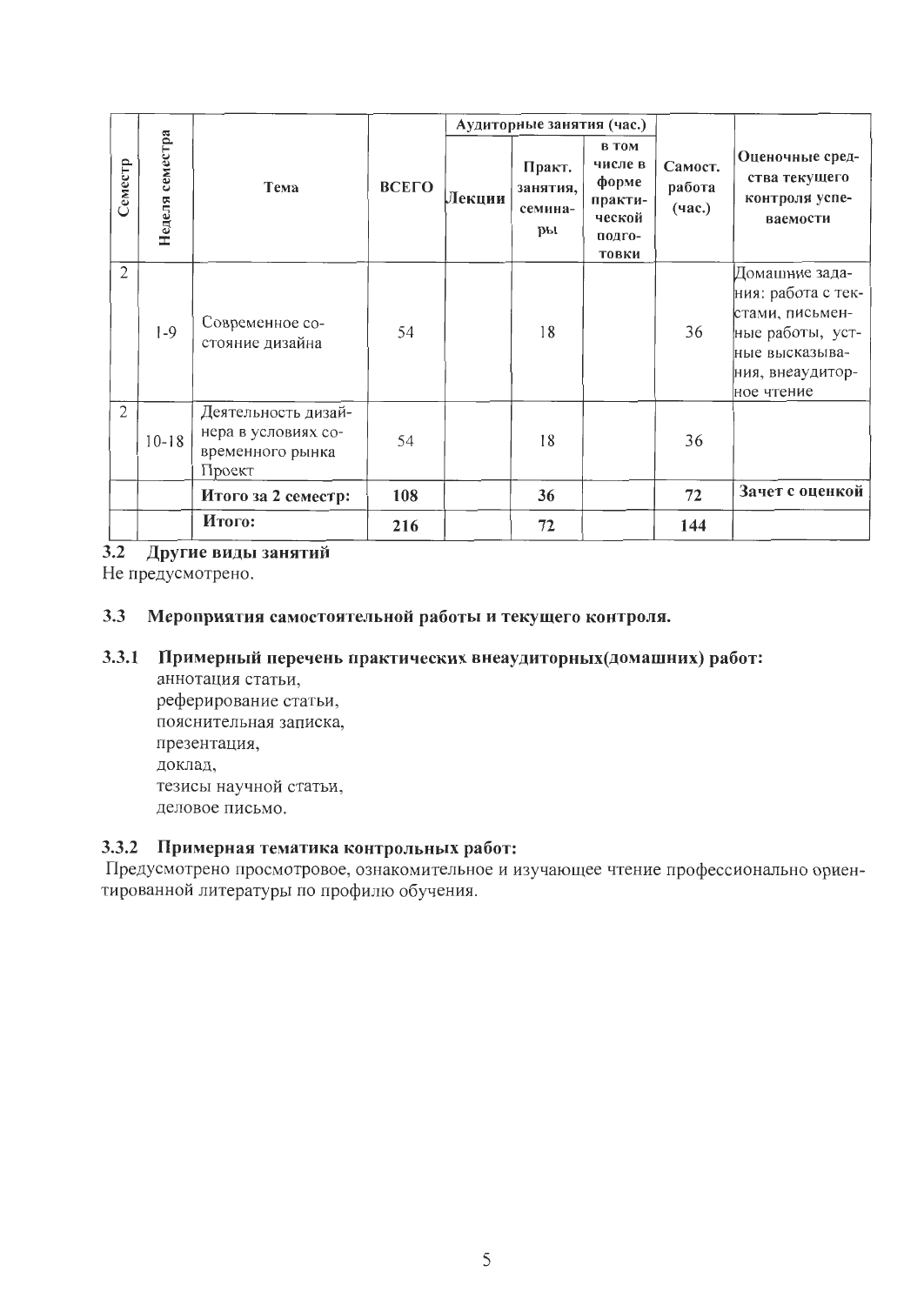| Семестр | Неделя семестра | Тема | ВСЕГО | Аудиторные занятия (час.) | | | Самост. работа (час.) | Оценочные средства текущего контроля успеваемости |
|---|---|---|---|---|---|---|---|---|
| | | | | Лекции | Практ. занятия, семинары | в том числе в форме практической подготовки | | |
| 2 | 1-9 | Современное состояние дизайна | 54 | | 18 | | 36 | Домашние задания: работа с текстами, письменные работы, устные высказывания, внеаудиторное чтение |
| 2 | 10-18 | Деятельность дизайнера в условиях современного рынка Проект | 54 | | 18 | | 36 | |
| | | **Итого за 2 семестр:** | **108** | | **36** | | **72** | **Зачет с оценкой** |
| | | **Итого:** | **216** | | **72** | | **144** | |

### 3.2 Другие виды занятий

Не предусмотрено.

### 3.3 Мероприятия самостоятельной работы и текущего контроля.

#### 3.3.1 Примерный перечень практических внеаудиторных(домашних) работ:

аннотация статьи,
реферирование статьи,
пояснительная записка,
презентация,
доклад,
тезисы научной статьи,
деловое письмо.

#### 3.3.2 Примерная тематика контрольных работ:

Предусмотрено просмотровое, ознакомительное и изучающее чтение профессионально ориентированной литературы по профилю обучения.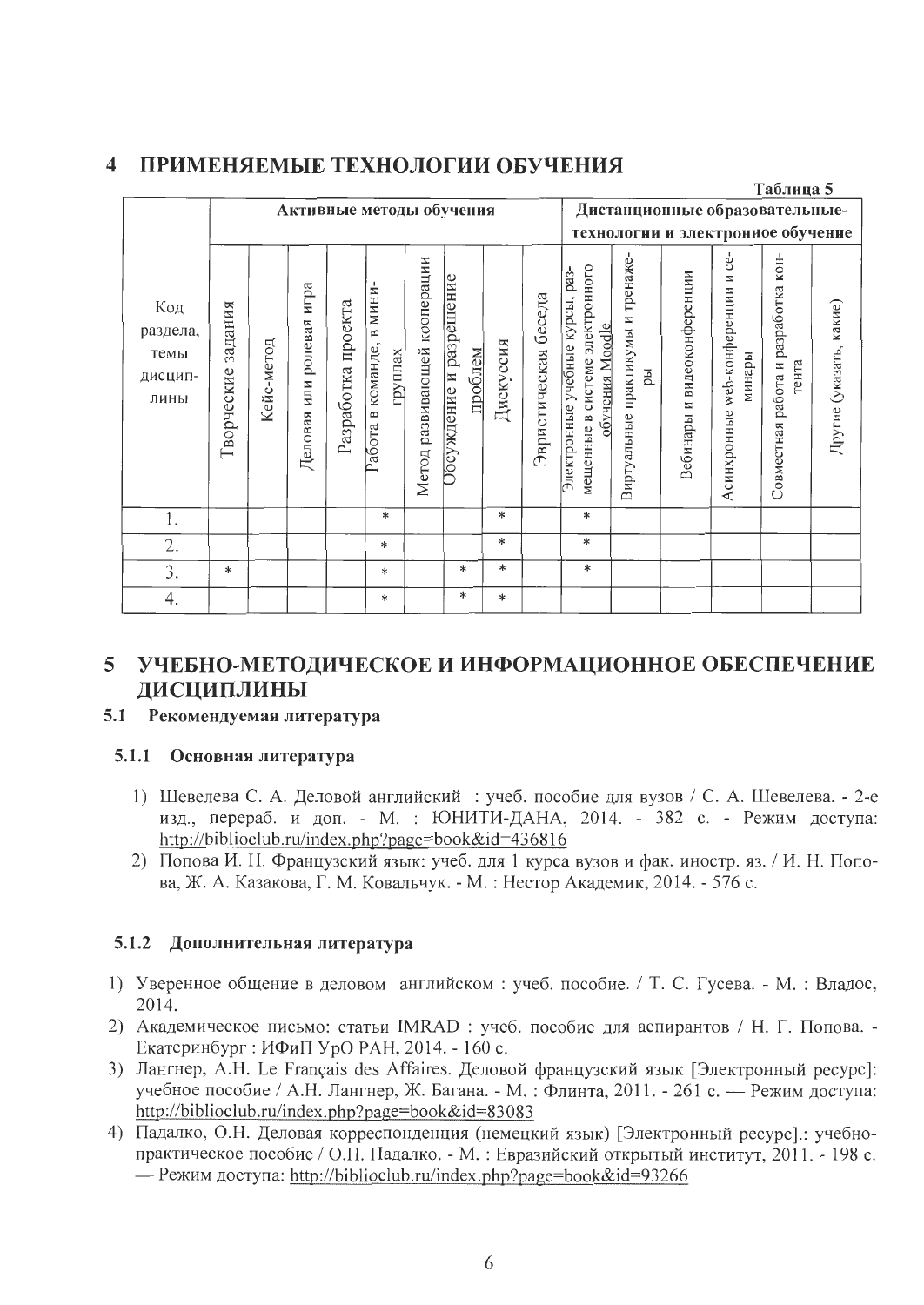# 4 ПРИМЕНЯЕМЫЕ ТЕХНОЛОГИИ ОБУЧЕНИЯ

Таблица 5

| Код раздела, темы дисциплины | Активные методы обучения | | | | | | | | | Дистанционные образовательные технологии и электронное обучение | | | | | |
|---|---|---|---|---|---|---|---|---|---|---|---|---|---|---|---|
| | Творческие задания | Кейс-метод | Деловая или ролевая игра | Разработка проекта | Работа в команде, в мини-группах | Метод развивающей кооперации | Обсуждение и разрешение проблем | Дискуссия | Эвристическая беседа | Электронные учебные курсы, размещенные в системе электронного обучения Moodle | Виртуальные практикумы и тренажеры | Вебинары и видеоконференции | Асинхронные web-конференции и семинары | Совместная работа и разработка контента | Другие (указать, какие) |
| 1. | | | | | * | | | * | | * | | | | | |
| 2. | | | | | * | | | * | | * | | | | | |
| 3. | * | | | | * | | * | * | | * | | | | | |
| 4. | | | | | * | | * | * | | | | | | | |

# 5 УЧЕБНО-МЕТОДИЧЕСКОЕ И ИНФОРМАЦИОННОЕ ОБЕСПЕЧЕНИЕ ДИСЦИПЛИНЫ

## 5.1 Рекомендуемая литература

### 5.1.1 Основная литература

1) Шевелева С. А. Деловой английский : учеб. пособие для вузов / С. А. Шевелева. - 2-е изд., перераб. и доп. - М. : ЮНИТИ-ДАНА, 2014. - 382 с. - Режим доступа: http://biblioclub.ru/index.php?page=book&id=436816
2) Попова И. Н. Французский язык: учеб. для 1 курса вузов и фак. иностр. яз. / И. Н. Попова, Ж. А. Казакова, Г. М. Ковальчук. - М. : Нестор Академик, 2014. - 576 с.

### 5.1.2 Дополнительная литература

1) Уверенное общение в деловом английском : учеб. пособие. / Т. С. Гусева. - М. : Владос, 2014.
2) Академическое письмо: статьи IMRAD : учеб. пособие для аспирантов / Н. Г. Попова. - Екатеринбург : ИФиП УрО РАН, 2014. - 160 с.
3) Лангнер, А.Н. Le Français des Affaires. Деловой французский язык [Электронный ресурс]: учебное пособие / А.Н. Лангнер, Ж. Багана. - М. : Флинта, 2011. - 261 с. — Режим доступа: http://biblioclub.ru/index.php?page=book&id=83083
4) Падалко, О.Н. Деловая корреспонденция (немецкий язык) [Электронный ресурс].: учебно-практическое пособие / О.Н. Падалко. - М. : Евразийский открытый институт, 2011. - 198 с. — Режим доступа: http://biblioclub.ru/index.php?page=book&id=93266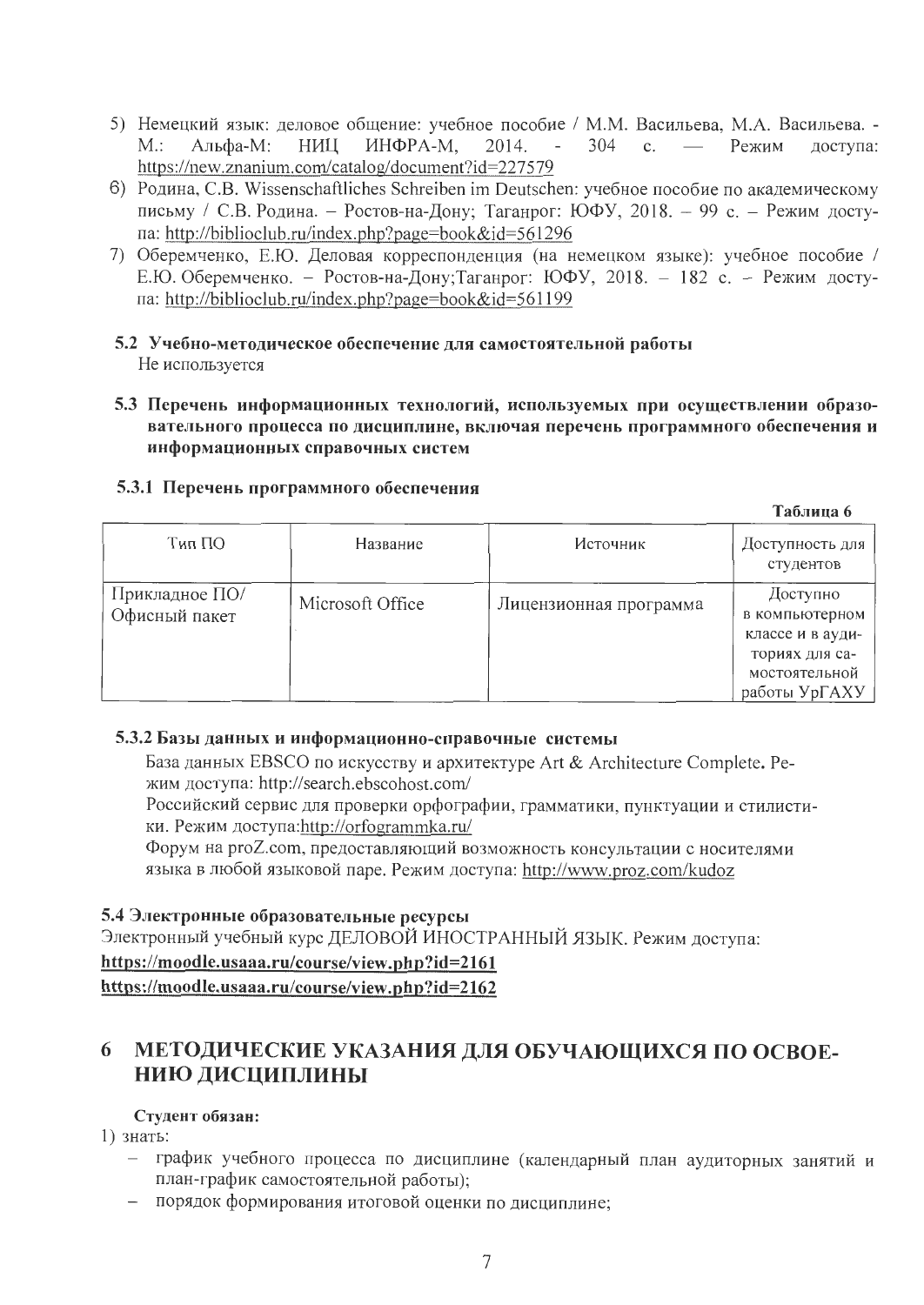5) Немецкий язык: деловое общение: учебное пособие / М.М. Васильева, М.А. Васильева. - М.: Альфа-М: НИЦ ИНФРА-М, 2014. - 304 с. — Режим доступа: https://new.znanium.com/catalog/document?id=227579
6) Родина, С.В. Wissenschaftliches Schreiben im Deutschen: учебное пособие по академическому письму / С.В. Родина. – Ростов-на-Дону; Таганрог: ЮФУ, 2018. – 99 с. – Режим доступа: http://biblioclub.ru/index.php?page=book&id=561296
7) Оберемченко, Е.Ю. Деловая корреспонденция (на немецком языке): учебное пособие / Е.Ю. Оберемченко. – Ростов-на-Дону;Таганрог: ЮФУ, 2018. – 182 с. – Режим доступа: http://biblioclub.ru/index.php?page=book&id=561199

### 5.2 Учебно-методическое обеспечение для самостоятельной работы

Не используется

### 5.3 Перечень информационных технологий, используемых при осуществлении образовательного процесса по дисциплине, включая перечень программного обеспечения и информационных справочных систем

#### 5.3.1 Перечень программного обеспечения

**Таблица 6**

| Тип ПО | Название | Источник | Доступность для студентов |
|---|---|---|---|
| Прикладное ПО/ Офисный пакет | Microsoft Office | Лицензионная программа | Доступно в компьютерном классе и в аудиториях для самостоятельной работы УрГАХУ |

#### 5.3.2 Базы данных и информационно-справочные системы

База данных EBSCO по искусству и архитектуре Art & Architecture Complete. Режим доступа: http://search.ebscohost.com/

Российский сервис для проверки орфографии, грамматики, пунктуации и стилистики. Режим доступа:http://orfogrammka.ru/

Форум на proZ.com, предоставляющий возможность консультации с носителями языка в любой языковой паре. Режим доступа: http://www.proz.com/kudoz

### 5.4 Электронные образовательные ресурсы

Электронный учебный курс ДЕЛОВОЙ ИНОСТРАННЫЙ ЯЗЫК. Режим доступа:

**https://moodle.usaaa.ru/course/view.php?id=2161**

**https://moodle.usaaa.ru/course/view.php?id=2162**

## 6 МЕТОДИЧЕСКИЕ УКАЗАНИЯ ДЛЯ ОБУЧАЮЩИХСЯ ПО ОСВОЕНИЮ ДИСЦИПЛИНЫ

**Студент обязан:**

1) знать:
- график учебного процесса по дисциплине (календарный план аудиторных занятий и план-график самостоятельной работы);
- порядок формирования итоговой оценки по дисциплине;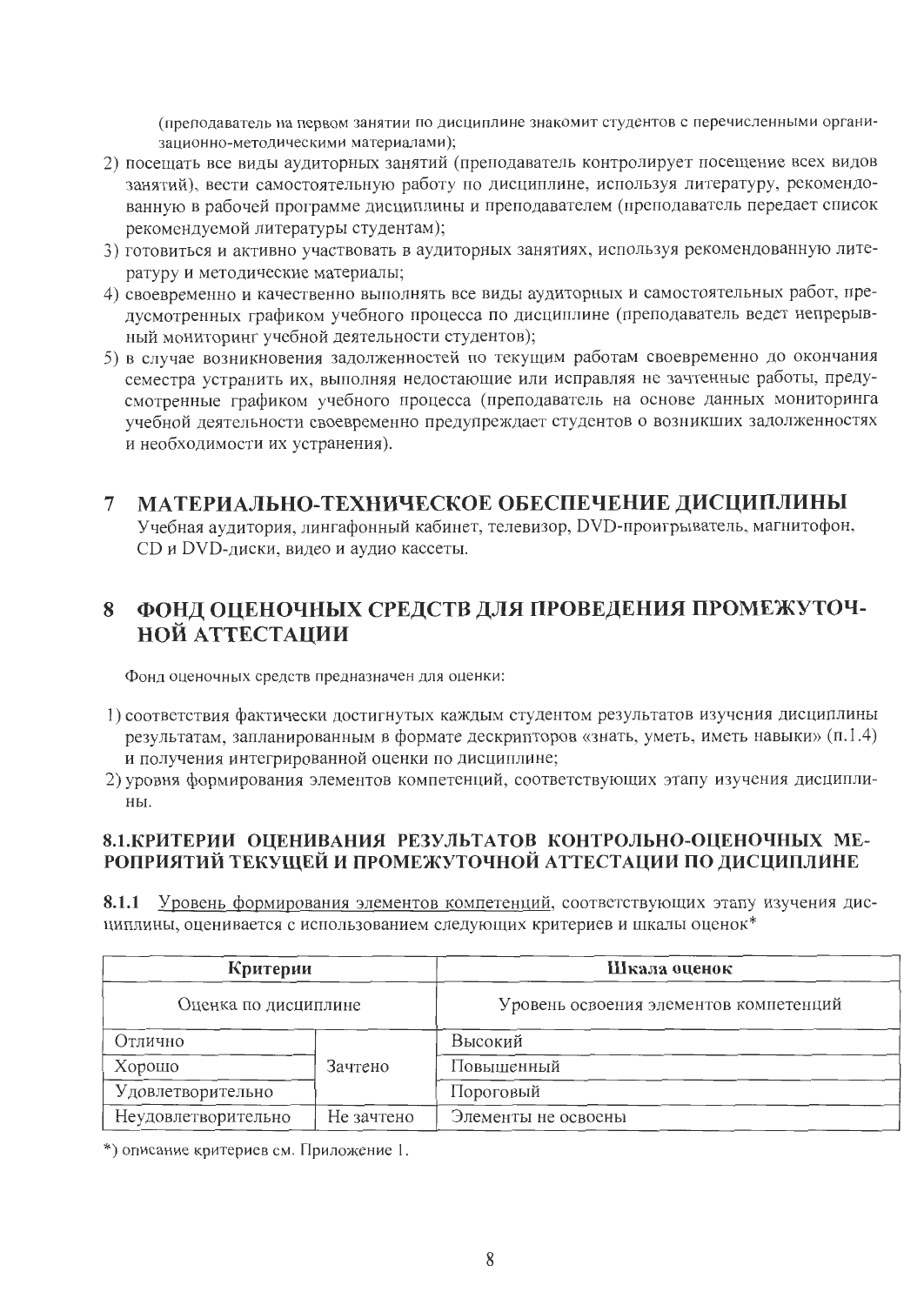(преподаватель на первом занятии по дисциплине знакомит студентов с перечисленными организационно-методическими материалами);

2) посещать все виды аудиторных занятий (преподаватель контролирует посещение всех видов занятий), вести самостоятельную работу по дисциплине, используя литературу, рекомендованную в рабочей программе дисциплины и преподавателем (преподаватель передает список рекомендуемой литературы студентам);
3) готовиться и активно участвовать в аудиторных занятиях, используя рекомендованную литературу и методические материалы;
4) своевременно и качественно выполнять все виды аудиторных и самостоятельных работ, предусмотренных графиком учебного процесса по дисциплине (преподаватель ведет непрерывный мониторинг учебной деятельности студентов);
5) в случае возникновения задолженностей по текущим работам своевременно до окончания семестра устранить их, выполняя недостающие или исправляя не зачтенные работы, предусмотренные графиком учебного процесса (преподаватель на основе данных мониторинга учебной деятельности своевременно предупреждает студентов о возникших задолженностях и необходимости их устранения).

# 7 МАТЕРИАЛЬНО-ТЕХНИЧЕСКОЕ ОБЕСПЕЧЕНИЕ ДИСЦИПЛИНЫ

Учебная аудитория, лингафонный кабинет, телевизор, DVD-проигрыватель, магнитофон, CD и DVD-диски, видео и аудио кассеты.

# 8 ФОНД ОЦЕНОЧНЫХ СРЕДСТВ ДЛЯ ПРОВЕДЕНИЯ ПРОМЕЖУТОЧНОЙ АТТЕСТАЦИИ

Фонд оценочных средств предназначен для оценки:

1) соответствия фактически достигнутых каждым студентом результатов изучения дисциплины результатам, запланированным в формате дескрипторов «знать, уметь, иметь навыки» (п.1.4) и получения интегрированной оценки по дисциплине;
2) уровня формирования элементов компетенций, соответствующих этапу изучения дисциплины.

## 8.1.КРИТЕРИИ ОЦЕНИВАНИЯ РЕЗУЛЬТАТОВ КОНТРОЛЬНО-ОЦЕНОЧНЫХ МЕРОПРИЯТИЙ ТЕКУЩЕЙ И ПРОМЕЖУТОЧНОЙ АТТЕСТАЦИИ ПО ДИСЦИПЛИНЕ

**8.1.1** Уровень формирования элементов компетенций, соответствующих этапу изучения дисциплины, оценивается с использованием следующих критериев и шкалы оценок*

| Критерии | | Шкала оценок |
|---|---|---|
| Оценка по дисциплине | | Уровень освоения элементов компетенций |
| Отлично | Зачтено | Высокий |
| Хорошо | | Повышенный |
| Удовлетворительно | | Пороговый |
| Неудовлетворительно | Не зачтено | Элементы не освоены |

*) описание критериев см. Приложение 1.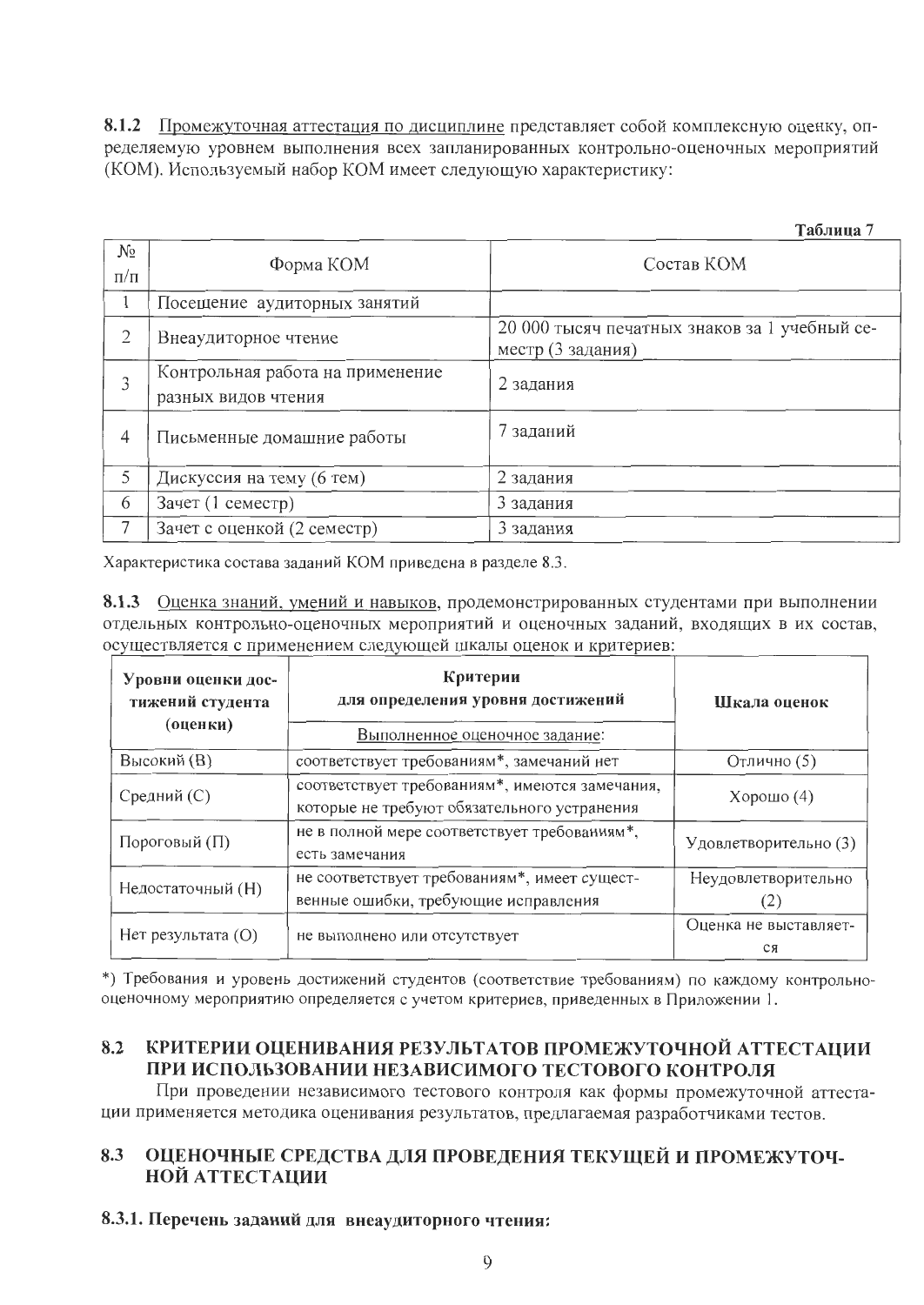**8.1.2** Промежуточная аттестация по дисциплине представляет собой комплексную оценку, определяемую уровнем выполнения всех запланированных контрольно-оценочных мероприятий (КОМ). Используемый набор КОМ имеет следующую характеристику:

**Таблица 7**

| № п/п | Форма КОМ | Состав КОМ |
|---|---|---|
| 1 | Посещение аудиторных занятий | |
| 2 | Внеаудиторное чтение | 20 000 тысяч печатных знаков за 1 учебный семестр (3 задания) |
| 3 | Контрольная работа на применение разных видов чтения | 2 задания |
| 4 | Письменные домашние работы | 7 заданий |
| 5 | Дискуссия на тему (6 тем) | 2 задания |
| 6 | Зачет (1 семестр) | 3 задания |
| 7 | Зачет с оценкой (2 семестр) | 3 задания |

Характеристика состава заданий КОМ приведена в разделе 8.3.

**8.1.3** Оценка знаний, умений и навыков, продемонстрированных студентами при выполнении отдельных контрольно-оценочных мероприятий и оценочных заданий, входящих в их состав, осуществляется с применением следующей шкалы оценок и критериев:

| Уровни оценки достижений студента (оценки) | Критерии для определения уровня достижений<br>Выполненное оценочное задание: | Шкала оценок |
|---|---|---|
| Высокий (В) | соответствует требованиям*, замечаний нет | Отлично (5) |
| Средний (С) | соответствует требованиям*, имеются замечания, которые не требуют обязательного устранения | Хорошо (4) |
| Пороговый (П) | не в полной мере соответствует требованиям*, есть замечания | Удовлетворительно (3) |
| Недостаточный (Н) | не соответствует требованиям*, имеет существенные ошибки, требующие исправления | Неудовлетворительно (2) |
| Нет результата (О) | не выполнено или отсутствует | Оценка не выставляется |

*) Требования и уровень достижений студентов (соответствие требованиям) по каждому контрольно-оценочному мероприятию определяется с учетом критериев, приведенных в Приложении 1.

## 8.2 КРИТЕРИИ ОЦЕНИВАНИЯ РЕЗУЛЬТАТОВ ПРОМЕЖУТОЧНОЙ АТТЕСТАЦИИ ПРИ ИСПОЛЬЗОВАНИИ НЕЗАВИСИМОГО ТЕСТОВОГО КОНТРОЛЯ

При проведении независимого тестового контроля как формы промежуточной аттестации применяется методика оценивания результатов, предлагаемая разработчиками тестов.

## 8.3 ОЦЕНОЧНЫЕ СРЕДСТВА ДЛЯ ПРОВЕДЕНИЯ ТЕКУЩЕЙ И ПРОМЕЖУТОЧНОЙ АТТЕСТАЦИИ

### 8.3.1. Перечень заданий для внеаудиторного чтения: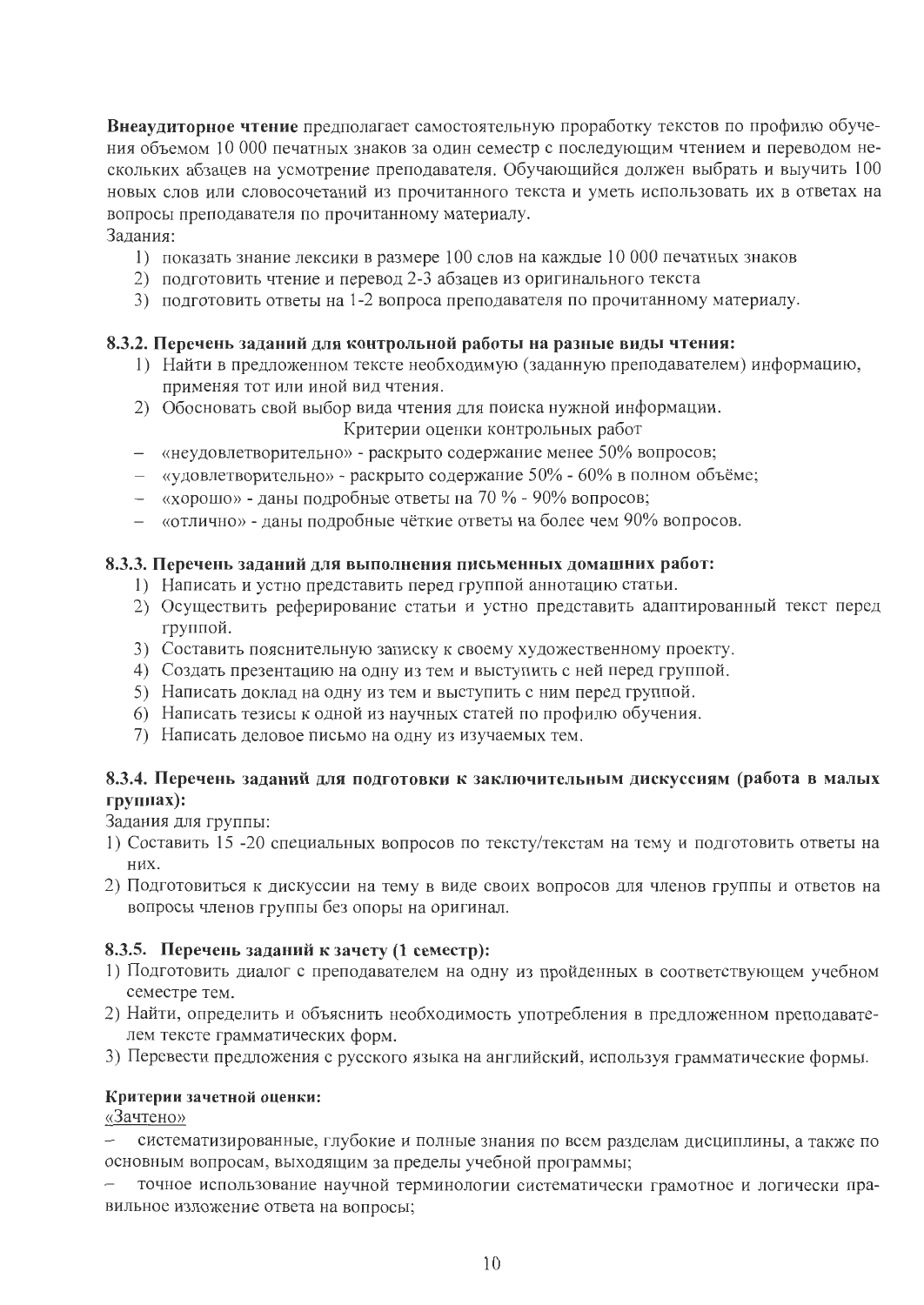**Внеаудиторное чтение** предполагает самостоятельную проработку текстов по профилю обучения объемом 10 000 печатных знаков за один семестр с последующим чтением и переводом нескольких абзацев на усмотрение преподавателя. Обучающийся должен выбрать и выучить 100 новых слов или словосочетаний из прочитанного текста и уметь использовать их в ответах на вопросы преподавателя по прочитанному материалу.

Задания:

1) показать знание лексики в размере 100 слов на каждые 10 000 печатных знаков
2) подготовить чтение и перевод 2-3 абзацев из оригинального текста
3) подготовить ответы на 1-2 вопроса преподавателя по прочитанному материалу.

### 8.3.2. Перечень заданий для контрольной работы на разные виды чтения:

1) Найти в предложенном тексте необходимую (заданную преподавателем) информацию, применяя тот или иной вид чтения.
2) Обосновать свой выбор вида чтения для поиска нужной информации.

Критерии оценки контрольных работ

- «неудовлетворительно» - раскрыто содержание менее 50% вопросов;
- «удовлетворительно» - раскрыто содержание 50% - 60% в полном объёме;
- «хорошо» - даны подробные ответы на 70 % - 90% вопросов;
- «отлично» - даны подробные чёткие ответы на более чем 90% вопросов.

### 8.3.3. Перечень заданий для выполнения письменных домашних работ:

1) Написать и устно представить перед группой аннотацию статьи.
2) Осуществить реферирование статьи и устно представить адаптированный текст перед группой.
3) Составить пояснительную записку к своему художественному проекту.
4) Создать презентацию на одну из тем и выступить с ней перед группой.
5) Написать доклад на одну из тем и выступить с ним перед группой.
6) Написать тезисы к одной из научных статей по профилю обучения.
7) Написать деловое письмо на одну из изучаемых тем.

### 8.3.4. Перечень заданий для подготовки к заключительным дискуссиям (работа в малых группах):

Задания для группы:

1) Составить 15 -20 специальных вопросов по тексту/текстам на тему и подготовить ответы на них.
2) Подготовиться к дискуссии на тему в виде своих вопросов для членов группы и ответов на вопросы членов группы без опоры на оригинал.

### 8.3.5. Перечень заданий к зачету (1 семестр):

1) Подготовить диалог с преподавателем на одну из пройденных в соответствующем учебном семестре тем.
2) Найти, определить и объяснить необходимость употребления в предложенном преподавателем тексте грамматических форм.
3) Перевести предложения с русского языка на английский, используя грамматические формы.

**Критерии зачетной оценки:**

<u>«Зачтено»</u>

- систематизированные, глубокие и полные знания по всем разделам дисциплины, а также по основным вопросам, выходящим за пределы учебной программы;
- точное использование научной терминологии систематически грамотное и логически правильное изложение ответа на вопросы;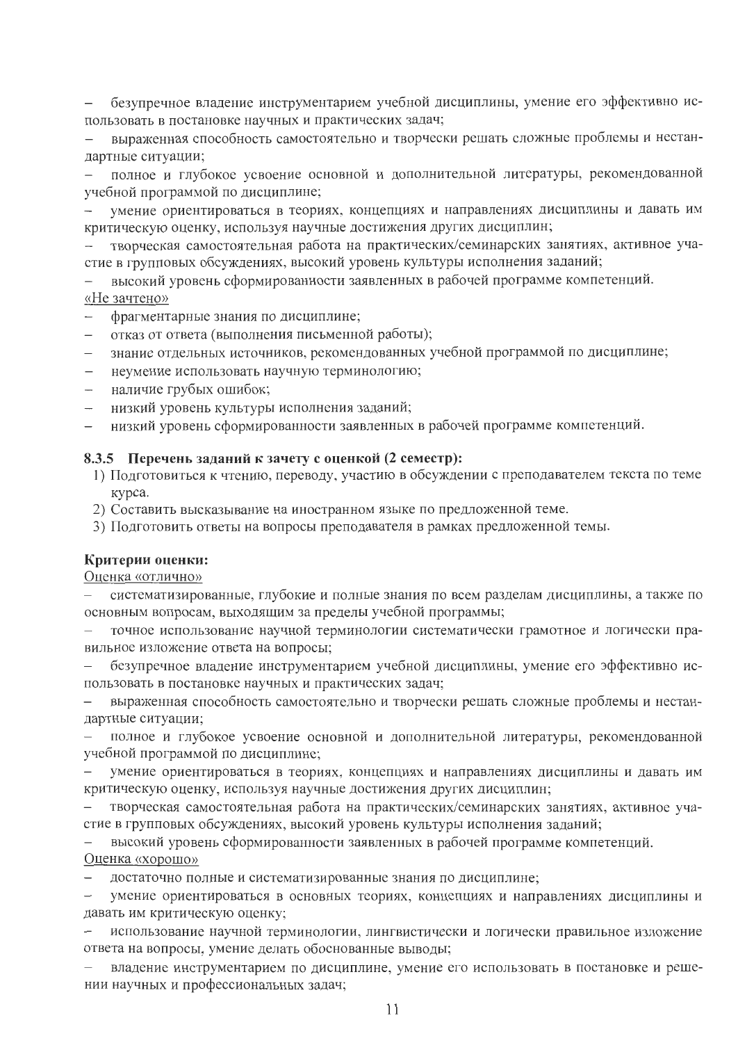- безупречное владение инструментарием учебной дисциплины, умение его эффективно использовать в постановке научных и практических задач;
- выраженная способность самостоятельно и творчески решать сложные проблемы и нестандартные ситуации;
- полное и глубокое усвоение основной и дополнительной литературы, рекомендованной учебной программой по дисциплине;
- умение ориентироваться в теориях, концепциях и направлениях дисциплины и давать им критическую оценку, используя научные достижения других дисциплин;
- творческая самостоятельная работа на практических/семинарских занятиях, активное участие в групповых обсуждениях, высокий уровень культуры исполнения заданий;
- высокий уровень сформированности заявленных в рабочей программе компетенций.

«Не зачтено»

- фрагментарные знания по дисциплине;
- отказ от ответа (выполнения письменной работы);
- знание отдельных источников, рекомендованных учебной программой по дисциплине;
- неумение использовать научную терминологию;
- наличие грубых ошибок;
- низкий уровень культуры исполнения заданий;
- низкий уровень сформированности заявленных в рабочей программе компетенций.

### 8.3.5 Перечень заданий к зачету с оценкой (2 семестр):

1) Подготовиться к чтению, переводу, участию в обсуждении с преподавателем текста по теме курса.
2) Составить высказывание на иностранном языке по предложенной теме.
3) Подготовить ответы на вопросы преподавателя в рамках предложенной темы.

**Критерии оценки:**

Оценка «отлично»

- систематизированные, глубокие и полные знания по всем разделам дисциплины, а также по основным вопросам, выходящим за пределы учебной программы;
- точное использование научной терминологии систематически грамотное и логически правильное изложение ответа на вопросы;
- безупречное владение инструментарием учебной дисциплины, умение его эффективно использовать в постановке научных и практических задач;
- выраженная способность самостоятельно и творчески решать сложные проблемы и нестандартные ситуации;
- полное и глубокое усвоение основной и дополнительной литературы, рекомендованной учебной программой по дисциплине;
- умение ориентироваться в теориях, концепциях и направлениях дисциплины и давать им критическую оценку, используя научные достижения других дисциплин;
- творческая самостоятельная работа на практических/семинарских занятиях, активное участие в групповых обсуждениях, высокий уровень культуры исполнения заданий;
- высокий уровень сформированности заявленных в рабочей программе компетенций.

Оценка «хорошо»

- достаточно полные и систематизированные знания по дисциплине;
- умение ориентироваться в основных теориях, концепциях и направлениях дисциплины и давать им критическую оценку;
- использование научной терминологии, лингвистически и логически правильное изложение ответа на вопросы, умение делать обоснованные выводы;
- владение инструментарием по дисциплине, умение его использовать в постановке и решении научных и профессиональных задач;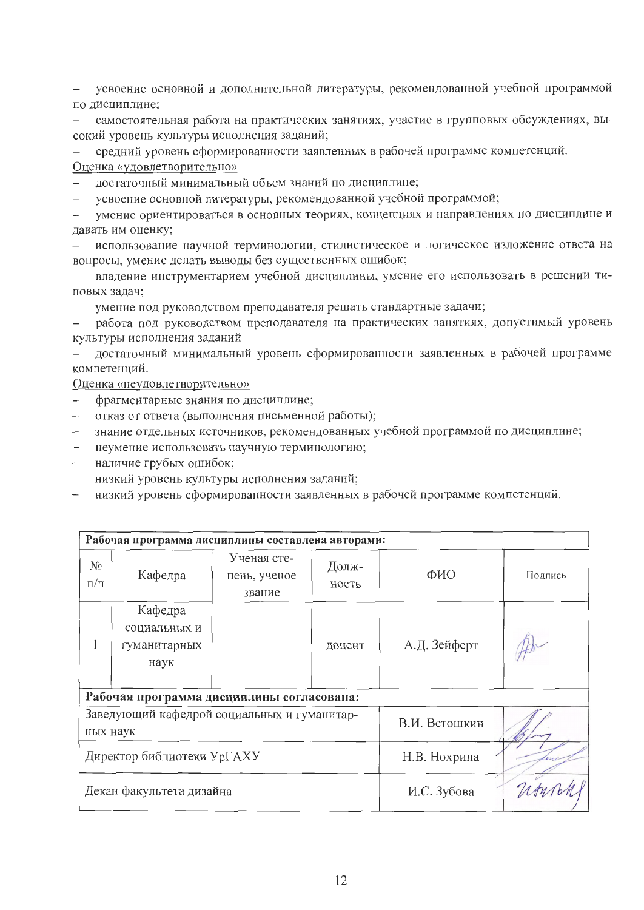- усвоение основной и дополнительной литературы, рекомендованной учебной программой по дисциплине;
- самостоятельная работа на практических занятиях, участие в групповых обсуждениях, высокий уровень культуры исполнения заданий;
- средний уровень сформированности заявленных в рабочей программе компетенций.

Оценка «удовлетворительно»

- достаточный минимальный объем знаний по дисциплине;
- усвоение основной литературы, рекомендованной учебной программой;
- умение ориентироваться в основных теориях, концепциях и направлениях по дисциплине и давать им оценку;
- использование научной терминологии, стилистическое и логическое изложение ответа на вопросы, умение делать выводы без существенных ошибок;
- владение инструментарием учебной дисциплины, умение его использовать в решении типовых задач;
- умение под руководством преподавателя решать стандартные задачи;
- работа под руководством преподавателя на практических занятиях, допустимый уровень культуры исполнения заданий
- достаточный минимальный уровень сформированности заявленных в рабочей программе компетенций.

Оценка «неудовлетворительно»

- фрагментарные знания по дисциплине;
- отказ от ответа (выполнения письменной работы);
- знание отдельных источников, рекомендованных учебной программой по дисциплине;
- неумение использовать научную терминологию;
- наличие грубых ошибок;
- низкий уровень культуры исполнения заданий;
- низкий уровень сформированности заявленных в рабочей программе компетенций.

| **Рабочая программа дисциплины составлена авторами:** | | | | | |
|---|---|---|---|---|---|
| № п/п | Кафедра | Ученая степень, ученое звание | Должность | ФИО | Подпись |
| 1 | Кафедра социальных и гуманитарных наук | | доцент | А.Д. Зейферт | |
| **Рабочая программа дисциплины согласована:** | | | | | |
| Заведующий кафедрой социальных и гуманитарных наук | | | | В.И. Ветошкин | |
| Директор библиотеки УрГАХУ | | | | Н.В. Нохрина | |
| Декан факультета дизайна | | | | И.С. Зубова | |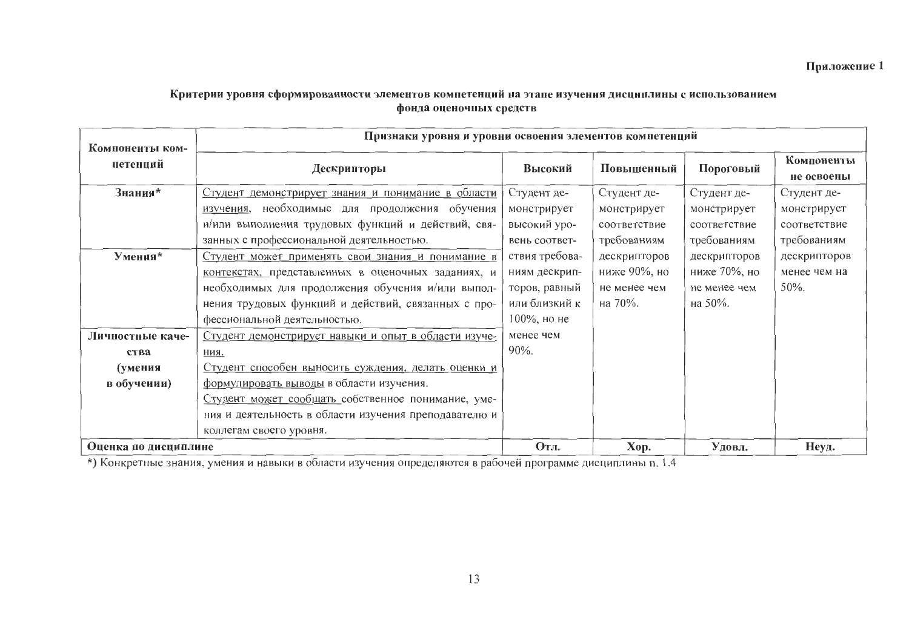**Приложение 1**

**Критерии уровня сформированности элементов компетенций на этапе изучения дисциплины с использованием фонда оценочных средств**

| Компоненты компетенций | Признаки уровня и уровни освоения элементов компетенций | | | | |
|---|---|---|---|---|---|
| | Дескрипторы | Высокий | Повышенный | Пороговый | Компоненты не освоены |
| **Знания*** | Студент демонстрирует знания и понимание в области изучения, необходимые для продолжения обучения и/или выполнения трудовых функций и действий, связанных с профессиональной деятельностью. | Студент демонстрирует высокий уровень соответствия требованиям дескрипторов, равный или близкий к 100%, но не менее чем 90%. | Студент демонстрирует соответствие требованиям дескрипторов ниже 90%, но не менее чем на 70%. | Студент демонстрирует соответствие требованиям дескрипторов ниже 70%, но не менее чем на 50%. | Студент демонстрирует соответствие требованиям дескрипторов менее чем на 50%. |
| **Умения*** | Студент может применять свои знания и понимание в контекстах, представленных в оценочных заданиях, и необходимых для продолжения обучения и/или выполнения трудовых функций и действий, связанных с профессиональной деятельностью. | | | | |
| **Личностные качества (умения в обучении)** | Студент демонстрирует навыки и опыт в области изучения. Студент способен выносить суждения, делать оценки и формулировать выводы в области изучения. Студент может сообщать собственное понимание, умения и деятельность в области изучения преподавателю и коллегам своего уровня. | | | | |
| **Оценка по дисциплине** | | **Отл.** | **Хор.** | **Удовл.** | **Неуд.** |

*) Конкретные знания, умения и навыки в области изучения определяются в рабочей программе дисциплины п. 1.4